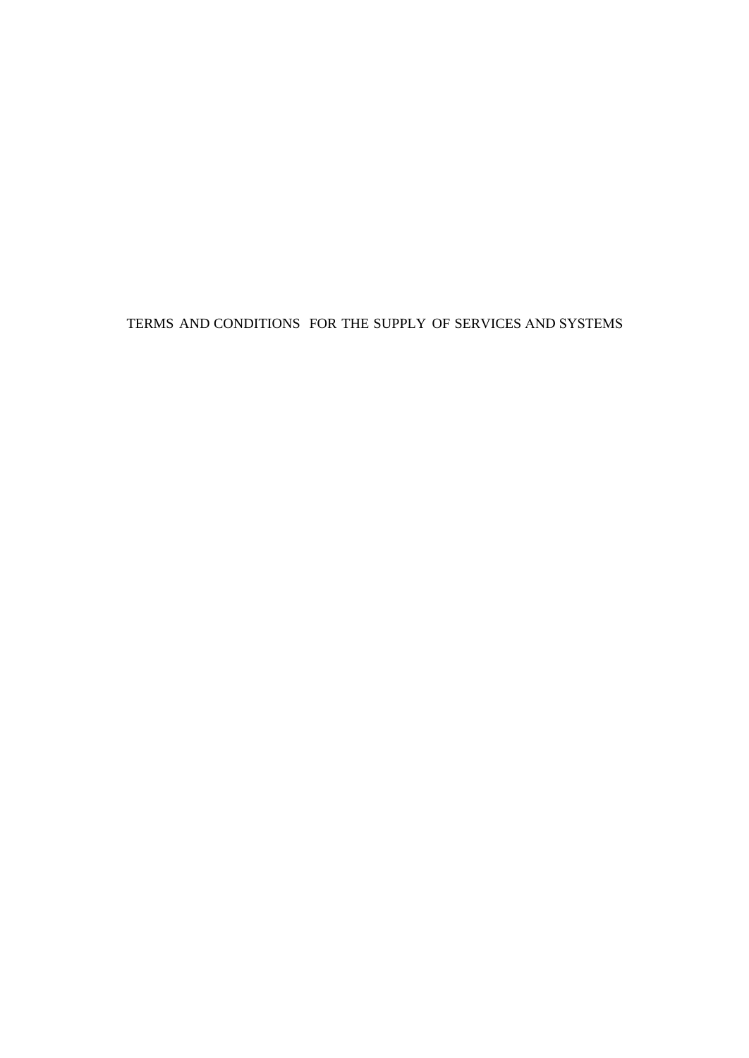# TERMS AND CONDITIONS FOR THE SUPPLY OF SERVICES AND SYSTEMS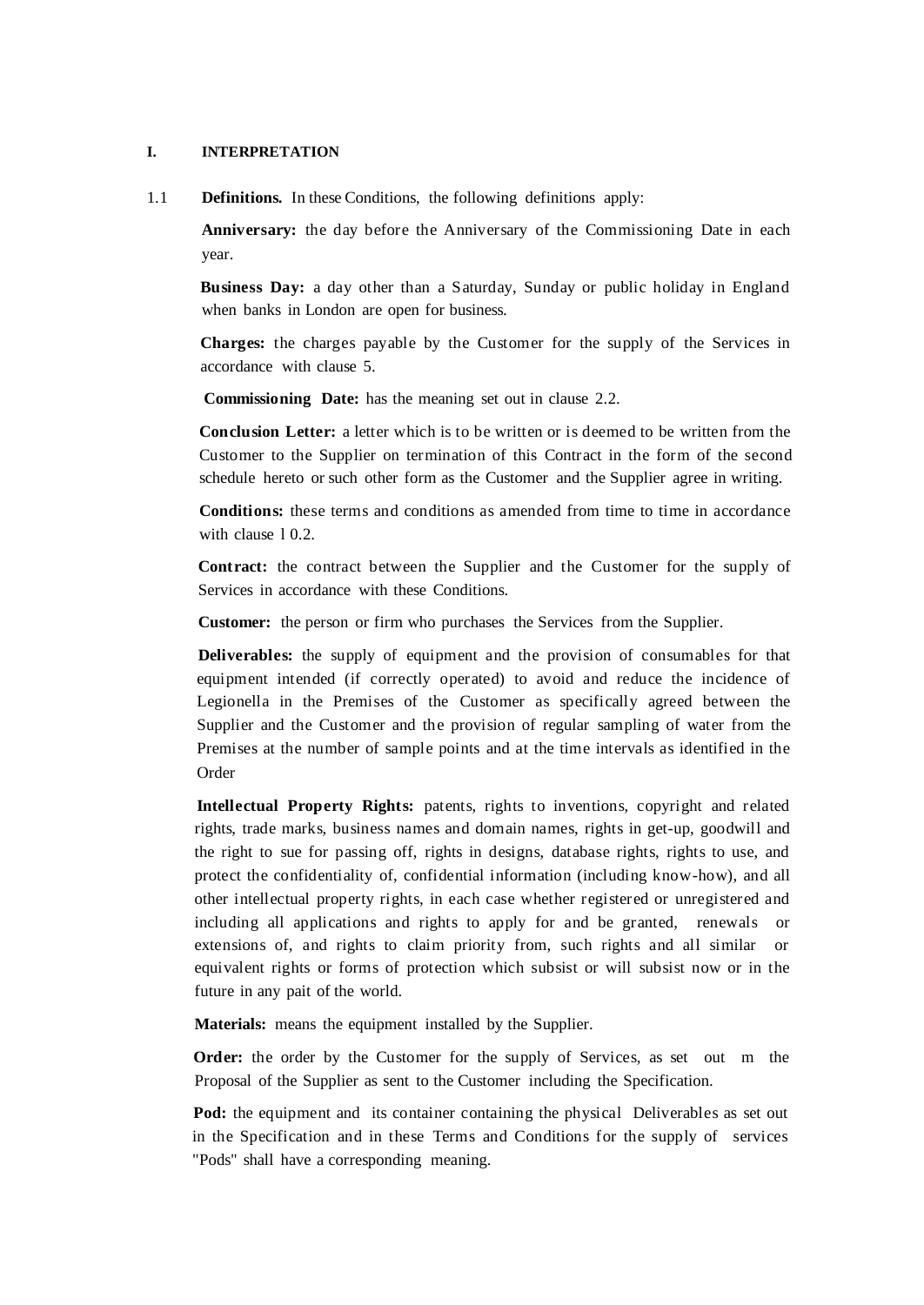**I. INTERPRETATION**

1.1 **Definitions.** In these Conditions, the following definitions apply:

**Anniversary:** the day before the Anniversary of the Commissioning Date in each year.

**Business Day:** a day other than a Saturday, Sunday or public holiday in England when banks in London are open for business.

**Charges:** the charges payable by the Customer for the supply of the Services in accordance with clause 5.

**Commissioning Date:** has the meaning set out in clause 2.2.

**Conclusion Letter:** a letter which is to be written or is deemed to be written from the Customer to the Supplier on termination of this Contract in the form of the second schedule hereto or such other form as the Customer and the Supplier agree in writing.

**Conditions:** these terms and conditions as amended from time to time in accordance with clause l 0.2.

**Contract:** the contract between the Supplier and the Customer for the supply of Services in accordance with these Conditions.

**Customer:** the person or firm who purchases the Services from the Supplier.

**Deliverables:** the supply of equipment and the provision of consumables for that equipment intended (if correctly operated) to avoid and reduce the incidence of Legionella in the Premises of the Customer as specifically agreed between the Supplier and the Customer and the provision of regular sampling of water from the Premises at the number of sample points and at the time intervals as identified in the Order

**Intellectual Property Rights:** patents, rights to inventions, copyright and related rights, trade marks, business names and domain names, rights in get-up, goodwill and the right to sue for passing off, rights in designs, database rights, rights to use, and protect the confidentiality of, confidential information (including know-how), and all other intellectual property rights, in each case whether registered or unregistered and including all applications and rights to apply for and be granted, renewals or extensions of, and rights to claim priority from, such rights and all similar or equivalent rights or forms of protection which subsist or will subsist now or in the future in any pait of the world.

**Materials:** means the equipment installed by the Supplier.

**Order:** the order by the Customer for the supply of Services, as set out m the Proposal of the Supplier as sent to the Customer including the Specification.

**Pod:** the equipment and its container containing the physical Deliverables as set out in the Specification and in these Terms and Conditions for the supply of services "Pods" shall have a corresponding meaning.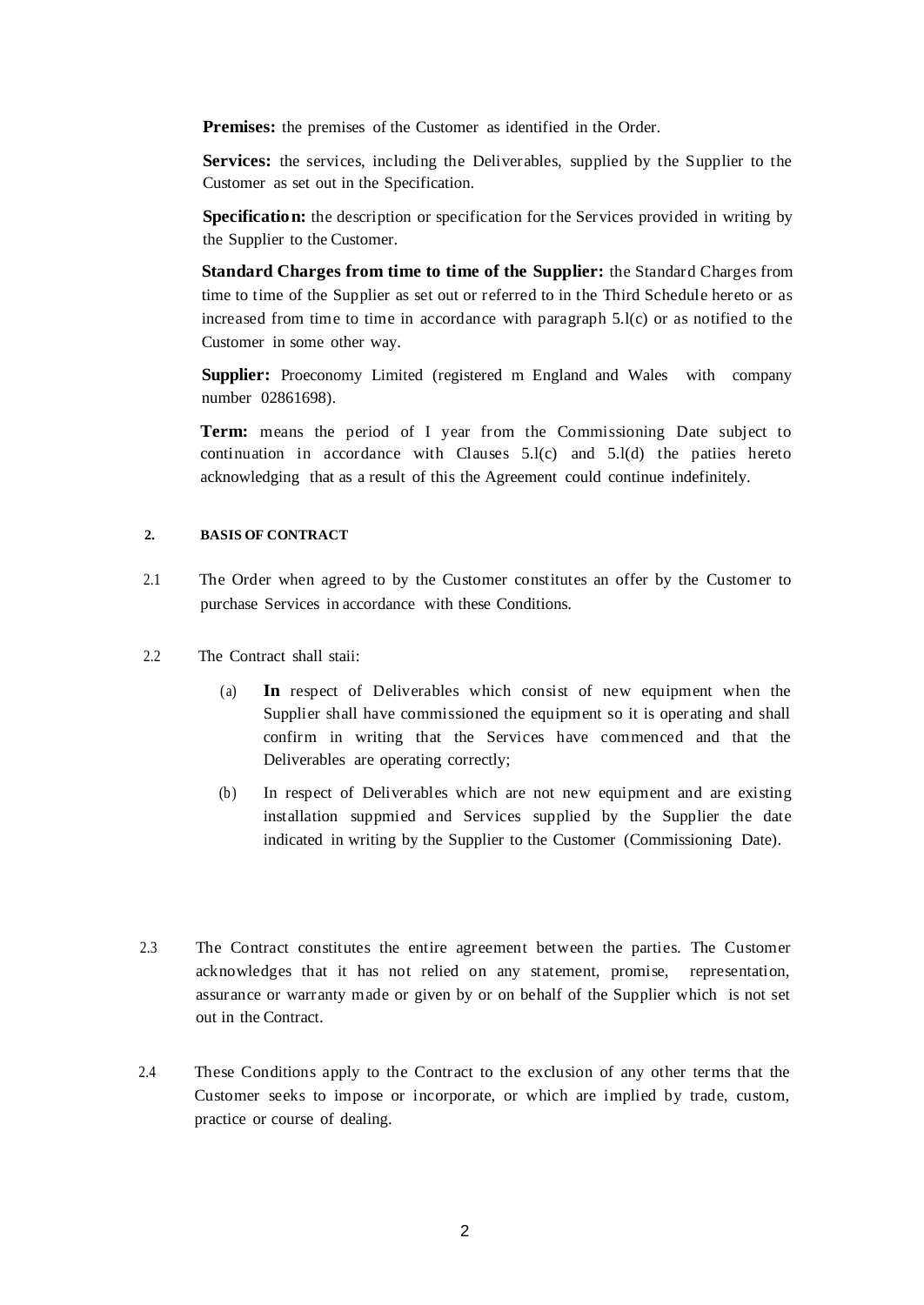**Premises:** the premises of the Customer as identified in the Order.

**Services:** the services, including the Deliverables, supplied by the Supplier to the Customer as set out in the Specification.

**Specification:** the description or specification for the Services provided in writing by the Supplier to the Customer.

**Standard Charges from time to time of the Supplier:** the Standard Charges from time to time of the Supplier as set out or referred to in the Third Schedule hereto or as increased from time to time in accordance with paragraph 5.l(c) or as notified to the Customer in some other way.

**Supplier:** Proeconomy Limited (registered m England and Wales with company number 02861698).

**Term:** means the period of I year from the Commissioning Date subject to continuation in accordance with Clauses 5.l(c) and 5.l(d) the patiies hereto acknowledging that as a result of this the Agreement could continue indefinitely.

## 2. BASIS OF CONTRACT

2.1 The Order when agreed to by the Customer constitutes an offer by the Customer to purchase Services in accordance with these Conditions.

2.2 The Contract shall staii:

(a) **In** respect of Deliverables which consist of new equipment when the Supplier shall have commissioned the equipment so it is operating and shall confirm in writing that the Services have commenced and that the Deliverables are operating correctly;

(b) In respect of Deliverables which are not new equipment and are existing installation suppmied and Services supplied by the Supplier the date indicated in writing by the Supplier to the Customer (Commissioning Date).

2.3 The Contract constitutes the entire agreement between the parties. The Customer acknowledges that it has not relied on any statement, promise, representation, assurance or warranty made or given by or on behalf of the Supplier which is not set out in the Contract.

2.4 These Conditions apply to the Contract to the exclusion of any other terms that the Customer seeks to impose or incorporate, or which are implied by trade, custom, practice or course of dealing.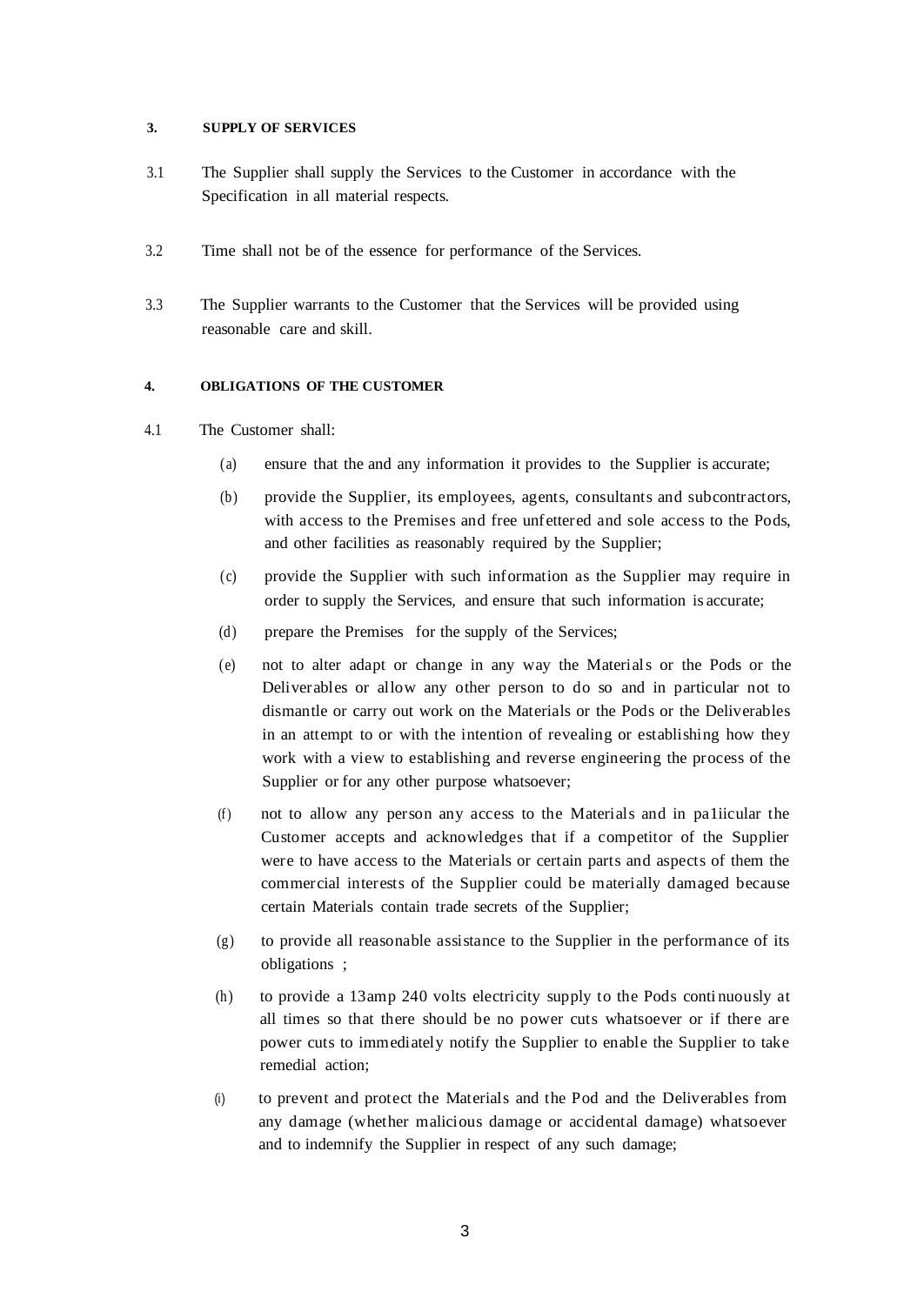**3. SUPPLY OF SERVICES**

3.1 The Supplier shall supply the Services to the Customer in accordance with the Specification in all material respects.

3.2 Time shall not be of the essence for performance of the Services.

3.3 The Supplier warrants to the Customer that the Services will be provided using reasonable care and skill.

**4. OBLIGATIONS OF THE CUSTOMER**

4.1 The Customer shall:

(a) ensure that the and any information it provides to the Supplier is accurate;

(b) provide the Supplier, its employees, agents, consultants and subcontractors, with access to the Premises and free unfettered and sole access to the Pods, and other facilities as reasonably required by the Supplier;

(c) provide the Supplier with such information as the Supplier may require in order to supply the Services, and ensure that such information is accurate;

(d) prepare the Premises for the supply of the Services;

(e) not to alter adapt or change in any way the Materials or the Pods or the Deliverables or allow any other person to do so and in particular not to dismantle or carry out work on the Materials or the Pods or the Deliverables in an attempt to or with the intention of revealing or establishing how they work with a view to establishing and reverse engineering the process of the Supplier or for any other purpose whatsoever;

(f) not to allow any person any access to the Materials and in pa1iicular the Customer accepts and acknowledges that if a competitor of the Supplier were to have access to the Materials or certain parts and aspects of them the commercial interests of the Supplier could be materially damaged because certain Materials contain trade secrets of the Supplier;

(g) to provide all reasonable assistance to the Supplier in the performance of its obligations ;

(h) to provide a 13amp 240 volts electricity supply to the Pods continuously at all times so that there should be no power cuts whatsoever or if there are power cuts to immediately notify the Supplier to enable the Supplier to take remedial action;

(i) to prevent and protect the Materials and the Pod and the Deliverables from any damage (whether malicious damage or accidental damage) whatsoever and to indemnify the Supplier in respect of any such damage;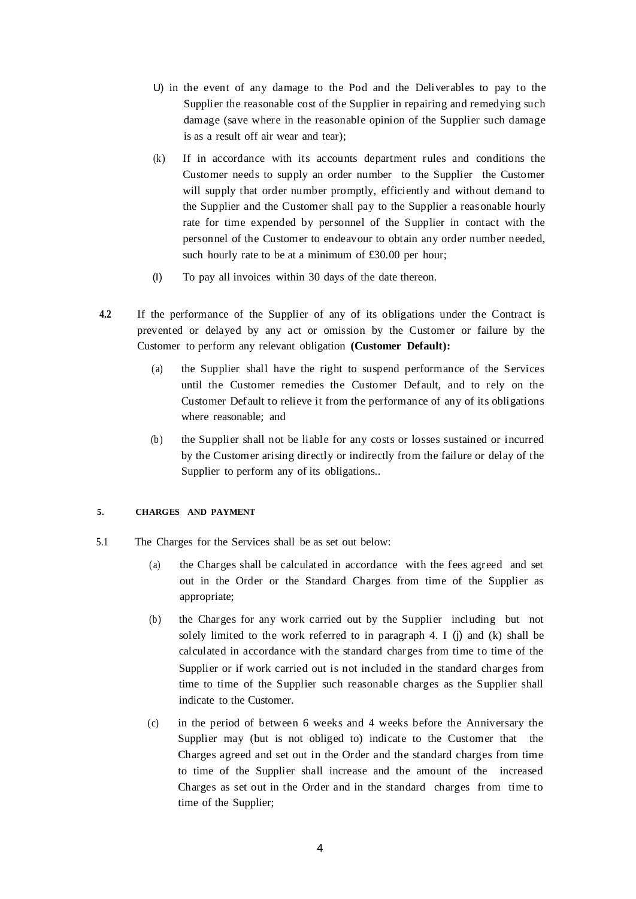U) in the event of any damage to the Pod and the Deliverables to pay to the Supplier the reasonable cost of the Supplier in repairing and remedying such damage (save where in the reasonable opinion of the Supplier such damage is as a result off air wear and tear);

(k) If in accordance with its accounts department rules and conditions the Customer needs to supply an order number to the Supplier the Customer will supply that order number promptly, efficiently and without demand to the Supplier and the Customer shall pay to the Supplier a reasonable hourly rate for time expended by personnel of the Supplier in contact with the personnel of the Customer to endeavour to obtain any order number needed, such hourly rate to be at a minimum of £30.00 per hour;

(l) To pay all invoices within 30 days of the date thereon.

**4.2** If the performance of the Supplier of any of its obligations under the Contract is prevented or delayed by any act or omission by the Customer or failure by the Customer to perform any relevant obligation **(Customer Default):**

(a) the Supplier shall have the right to suspend performance of the Services until the Customer remedies the Customer Default, and to rely on the Customer Default to relieve it from the performance of any of its obligations where reasonable; and

(b) the Supplier shall not be liable for any costs or losses sustained or incurred by the Customer arising directly or indirectly from the failure or delay of the Supplier to perform any of its obligations..

**5. CHARGES AND PAYMENT**

5.1 The Charges for the Services shall be as set out below:

(a) the Charges shall be calculated in accordance with the fees agreed and set out in the Order or the Standard Charges from time of the Supplier as appropriate;

(b) the Charges for any work carried out by the Supplier including but not solely limited to the work referred to in paragraph 4. I (j) and (k) shall be calculated in accordance with the standard charges from time to time of the Supplier or if work carried out is not included in the standard charges from time to time of the Supplier such reasonable charges as the Supplier shall indicate to the Customer.

(c) in the period of between 6 weeks and 4 weeks before the Anniversary the Supplier may (but is not obliged to) indicate to the Customer that the Charges agreed and set out in the Order and the standard charges from time to time of the Supplier shall increase and the amount of the increased Charges as set out in the Order and in the standard charges from time to time of the Supplier;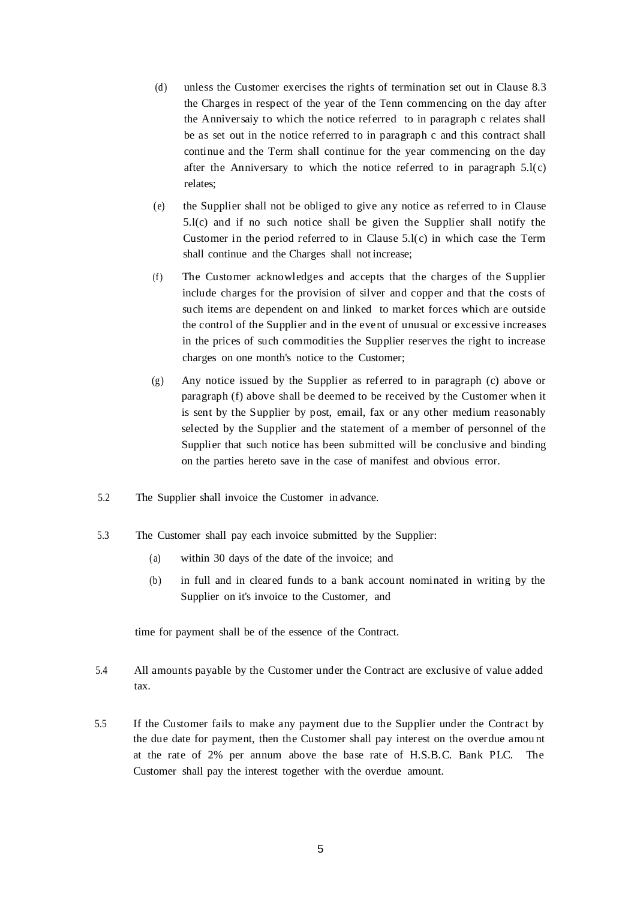(d) unless the Customer exercises the rights of termination set out in Clause 8.3 the Charges in respect of the year of the Tenn commencing on the day after the Anniversaiy to which the notice referred to in paragraph c relates shall be as set out in the notice referred to in paragraph c and this contract shall continue and the Term shall continue for the year commencing on the day after the Anniversary to which the notice referred to in paragraph 5.l(c) relates;

(e) the Supplier shall not be obliged to give any notice as referred to in Clause 5.l(c) and if no such notice shall be given the Supplier shall notify the Customer in the period referred to in Clause 5.l(c) in which case the Term shall continue and the Charges shall not increase;

(f) The Customer acknowledges and accepts that the charges of the Supplier include charges for the provision of silver and copper and that the costs of such items are dependent on and linked to market forces which are outside the control of the Supplier and in the event of unusual or excessive increases in the prices of such commodities the Supplier reserves the right to increase charges on one month's notice to the Customer;

(g) Any notice issued by the Supplier as referred to in paragraph (c) above or paragraph (f) above shall be deemed to be received by the Customer when it is sent by the Supplier by post, email, fax or any other medium reasonably selected by the Supplier and the statement of a member of personnel of the Supplier that such notice has been submitted will be conclusive and binding on the parties hereto save in the case of manifest and obvious error.

5.2 The Supplier shall invoice the Customer in advance.

5.3 The Customer shall pay each invoice submitted by the Supplier:

(a) within 30 days of the date of the invoice; and

(b) in full and in cleared funds to a bank account nominated in writing by the Supplier on it's invoice to the Customer, and

time for payment shall be of the essence of the Contract.

5.4 All amounts payable by the Customer under the Contract are exclusive of value added tax.

5.5 If the Customer fails to make any payment due to the Supplier under the Contract by the due date for payment, then the Customer shall pay interest on the overdue amount at the rate of 2% per annum above the base rate of H.S.B.C. Bank PLC. The Customer shall pay the interest together with the overdue amount.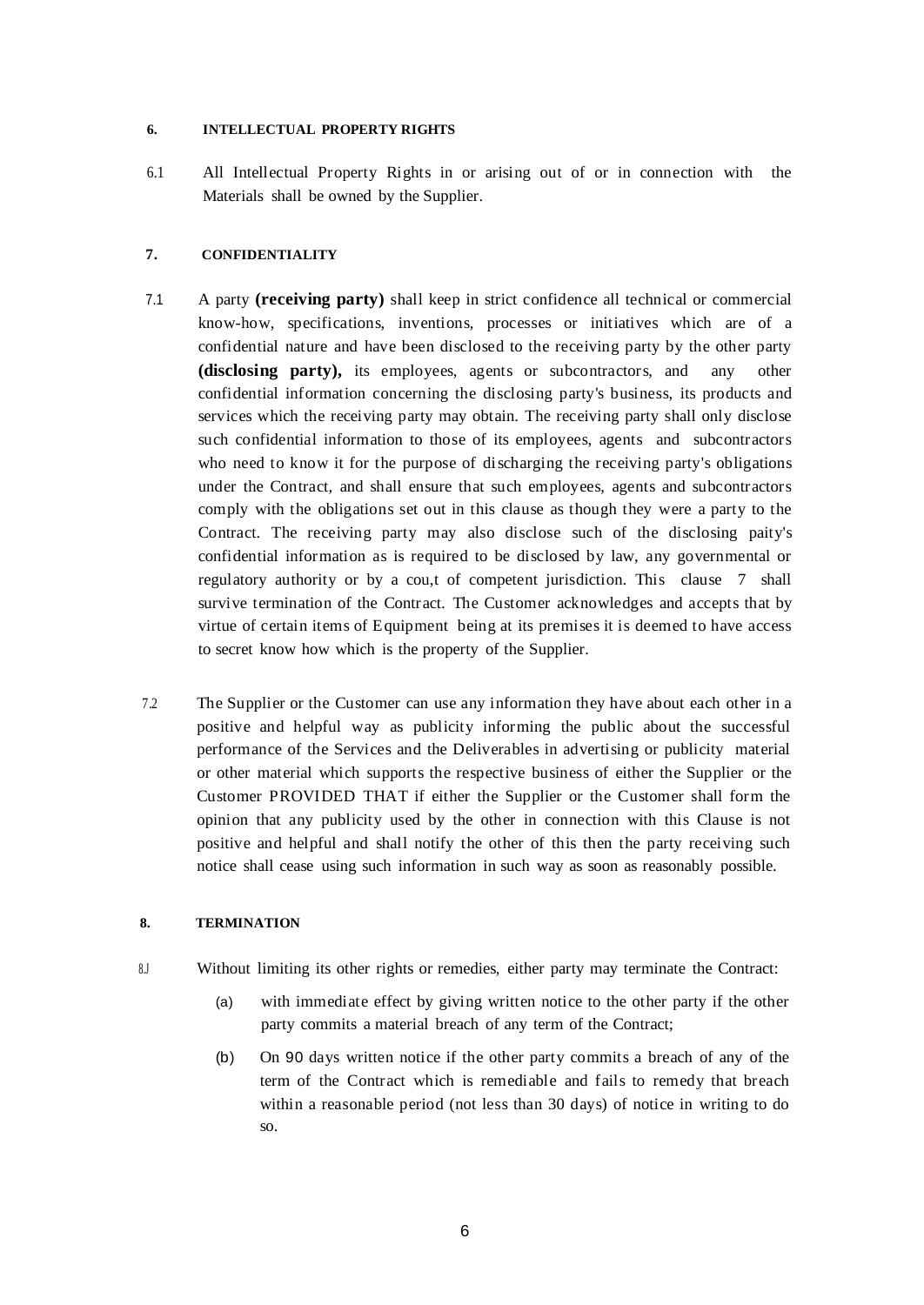## 6. INTELLECTUAL PROPERTY RIGHTS

6.1 All Intellectual Property Rights in or arising out of or in connection with the Materials shall be owned by the Supplier.

## 7. CONFIDENTIALITY

7.1 A party **(receiving party)** shall keep in strict confidence all technical or commercial know-how, specifications, inventions, processes or initiatives which are of a confidential nature and have been disclosed to the receiving party by the other party **(disclosing party),** its employees, agents or subcontractors, and any other confidential information concerning the disclosing party's business, its products and services which the receiving party may obtain. The receiving party shall only disclose such confidential information to those of its employees, agents and subcontractors who need to know it for the purpose of discharging the receiving party's obligations under the Contract, and shall ensure that such employees, agents and subcontractors comply with the obligations set out in this clause as though they were a party to the Contract. The receiving party may also disclose such of the disclosing paity's confidential information as is required to be disclosed by law, any governmental or regulatory authority or by a cou,t of competent jurisdiction. This clause 7 shall survive termination of the Contract. The Customer acknowledges and accepts that by virtue of certain items of Equipment being at its premises it is deemed to have access to secret know how which is the property of the Supplier.

7.2 The Supplier or the Customer can use any information they have about each other in a positive and helpful way as publicity informing the public about the successful performance of the Services and the Deliverables in advertising or publicity material or other material which supports the respective business of either the Supplier or the Customer PROVIDED THAT if either the Supplier or the Customer shall form the opinion that any publicity used by the other in connection with this Clause is not positive and helpful and shall notify the other of this then the party receiving such notice shall cease using such information in such way as soon as reasonably possible.

## 8. TERMINATION

8.J Without limiting its other rights or remedies, either party may terminate the Contract:

(a) with immediate effect by giving written notice to the other party if the other party commits a material breach of any term of the Contract;

(b) On 90 days written notice if the other party commits a breach of any of the term of the Contract which is remediable and fails to remedy that breach within a reasonable period (not less than 30 days) of notice in writing to do so.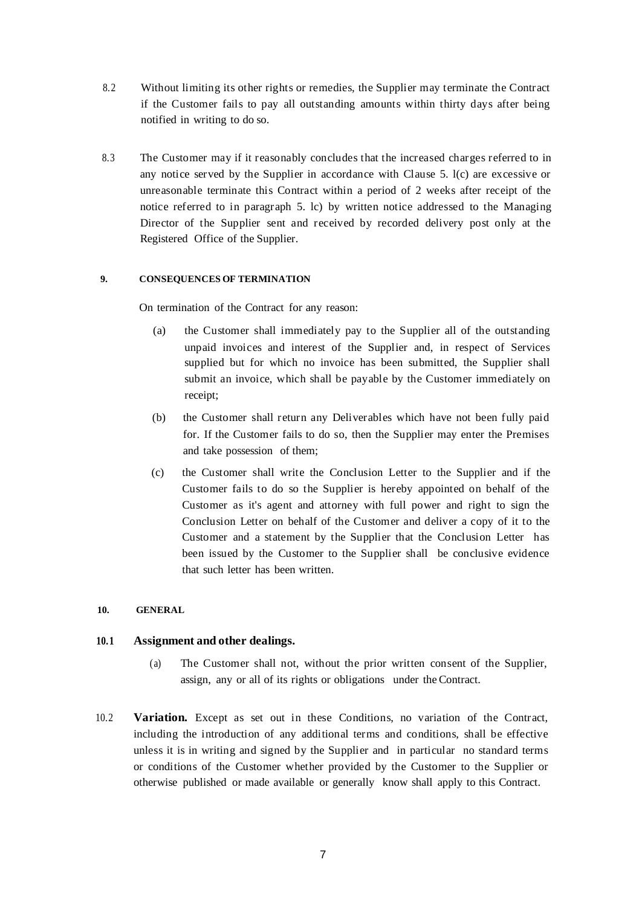8.2 Without limiting its other rights or remedies, the Supplier may terminate the Contract if the Customer fails to pay all outstanding amounts within thirty days after being notified in writing to do so.

8.3 The Customer may if it reasonably concludes that the increased charges referred to in any notice served by the Supplier in accordance with Clause 5. l(c) are excessive or unreasonable terminate this Contract within a period of 2 weeks after receipt of the notice referred to in paragraph 5. lc) by written notice addressed to the Managing Director of the Supplier sent and received by recorded delivery post only at the Registered Office of the Supplier.

**9. CONSEQUENCES OF TERMINATION**

On termination of the Contract for any reason:

(a) the Customer shall immediately pay to the Supplier all of the outstanding unpaid invoices and interest of the Supplier and, in respect of Services supplied but for which no invoice has been submitted, the Supplier shall submit an invoice, which shall be payable by the Customer immediately on receipt;

(b) the Customer shall return any Deliverables which have not been fully paid for. If the Customer fails to do so, then the Supplier may enter the Premises and take possession of them;

(c) the Customer shall write the Conclusion Letter to the Supplier and if the Customer fails to do so the Supplier is hereby appointed on behalf of the Customer as it's agent and attorney with full power and right to sign the Conclusion Letter on behalf of the Customer and deliver a copy of it to the Customer and a statement by the Supplier that the Conclusion Letter has been issued by the Customer to the Supplier shall be conclusive evidence that such letter has been written.

**10. GENERAL**

**10.1 Assignment and other dealings.**

(a) The Customer shall not, without the prior written consent of the Supplier, assign, any or all of its rights or obligations under the Contract.

10.2 **Variation.** Except as set out in these Conditions, no variation of the Contract, including the introduction of any additional terms and conditions, shall be effective unless it is in writing and signed by the Supplier and in particular no standard terms or conditions of the Customer whether provided by the Customer to the Supplier or otherwise published or made available or generally know shall apply to this Contract.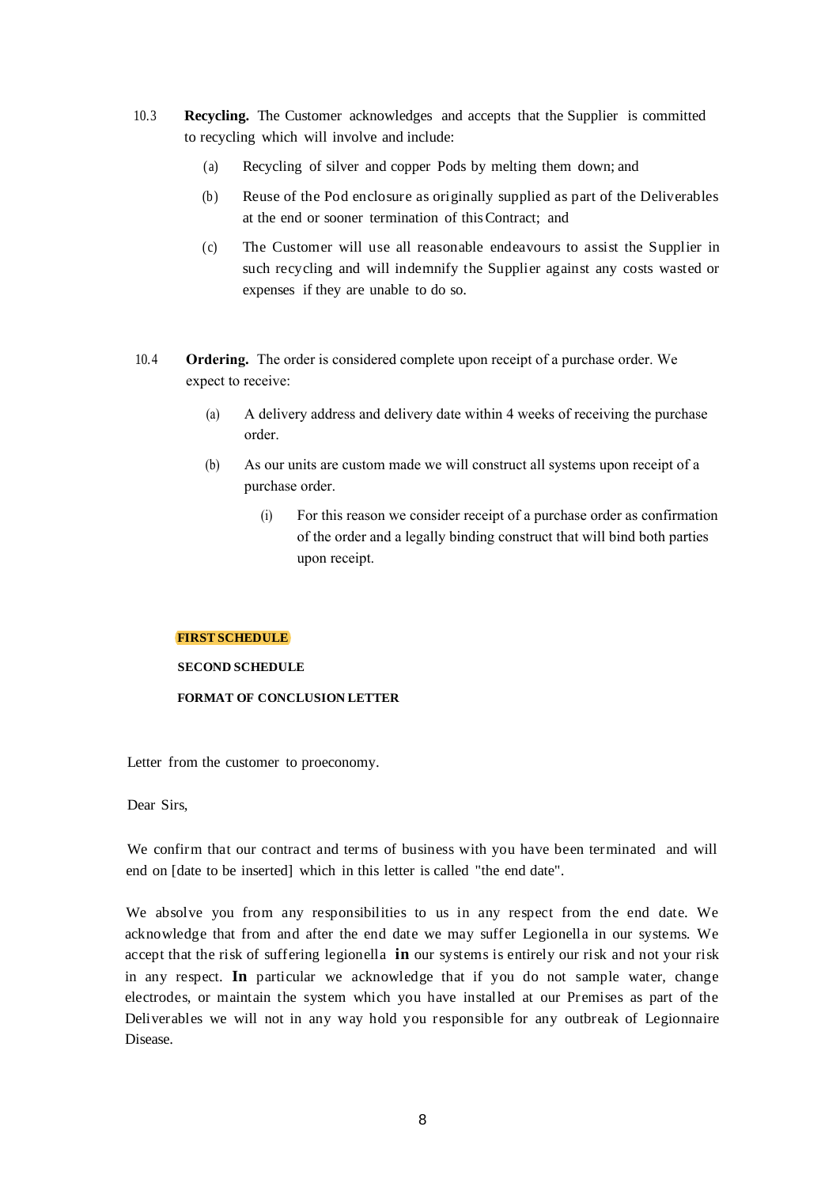10.3 **Recycling.** The Customer acknowledges and accepts that the Supplier is committed to recycling which will involve and include:

(a) Recycling of silver and copper Pods by melting them down; and

(b) Reuse of the Pod enclosure as originally supplied as part of the Deliverables at the end or sooner termination of this Contract; and

(c) The Customer will use all reasonable endeavours to assist the Supplier in such recycling and will indemnify the Supplier against any costs wasted or expenses if they are unable to do so.

10.4 **Ordering.** The order is considered complete upon receipt of a purchase order. We expect to receive:

(a) A delivery address and delivery date within 4 weeks of receiving the purchase order.

(b) As our units are custom made we will construct all systems upon receipt of a purchase order.

(i) For this reason we consider receipt of a purchase order as confirmation of the order and a legally binding construct that will bind both parties upon receipt.

**FIRST SCHEDULE**

**SECOND SCHEDULE**

**FORMAT OF CONCLUSION LETTER**

Letter from the customer to proeconomy.

Dear Sirs,

We confirm that our contract and terms of business with you have been terminated and will end on [date to be inserted] which in this letter is called "the end date".

We absolve you from any responsibilities to us in any respect from the end date. We acknowledge that from and after the end date we may suffer Legionella in our systems. We accept that the risk of suffering legionella **in** our systems is entirely our risk and not your risk in any respect. **In** particular we acknowledge that if you do not sample water, change electrodes, or maintain the system which you have installed at our Premises as part of the Deliverables we will not in any way hold you responsible for any outbreak of Legionnaire Disease.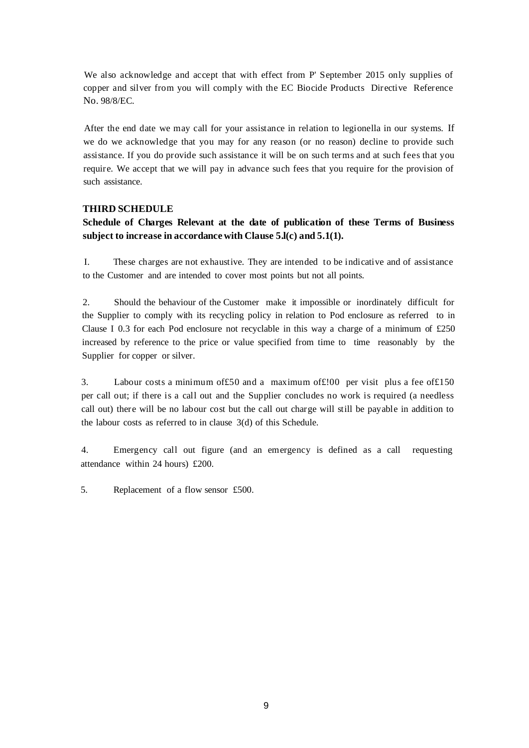We also acknowledge and accept that with effect from P' September 2015 only supplies of copper and silver from you will comply with the EC Biocide Products Directive Reference No. 98/8/EC.

After the end date we may call for your assistance in relation to legionella in our systems. If we do we acknowledge that you may for any reason (or no reason) decline to provide such assistance. If you do provide such assistance it will be on such terms and at such fees that you require. We accept that we will pay in advance such fees that you require for the provision of such assistance.

**THIRD SCHEDULE**

**Schedule of Charges Relevant at the date of publication of these Terms of Business subject to increase in accordance with Clause 5.l(c) and 5.1(1).**

I. These charges are not exhaustive. They are intended to be indicative and of assistance to the Customer and are intended to cover most points but not all points.

2. Should the behaviour of the Customer make it impossible or inordinately difficult for the Supplier to comply with its recycling policy in relation to Pod enclosure as referred to in Clause I 0.3 for each Pod enclosure not recyclable in this way a charge of a minimum of £250 increased by reference to the price or value specified from time to time reasonably by the Supplier for copper or silver.

3. Labour costs a minimum of£50 and a maximum of£!00 per visit plus a fee of£150 per call out; if there is a call out and the Supplier concludes no work is required (a needless call out) there will be no labour cost but the call out charge will still be payable in addition to the labour costs as referred to in clause 3(d) of this Schedule.

4. Emergency call out figure (and an emergency is defined as a call requesting attendance within 24 hours) £200.

5. Replacement of a flow sensor £500.